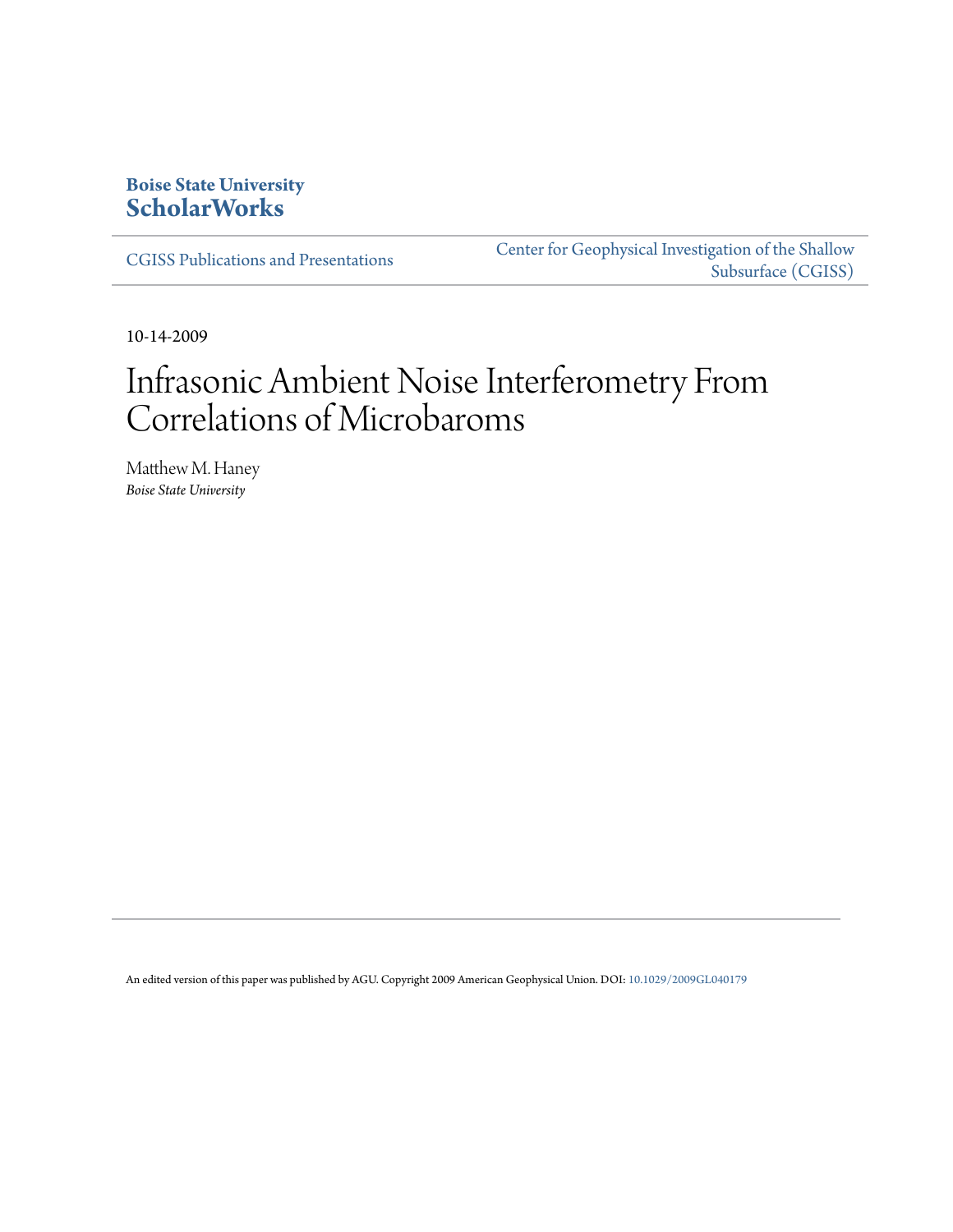**Boise State University**
**ScholarWorks**

CGISS Publications and Presentations

Center for Geophysical Investigation of the Shallow Subsurface (CGISS)

10-14-2009

# Infrasonic Ambient Noise Interferometry From Correlations of Microbaroms

Matthew M. Haney
*Boise State University*

An edited version of this paper was published by AGU. Copyright 2009 American Geophysical Union. DOI: 10.1029/2009GL040179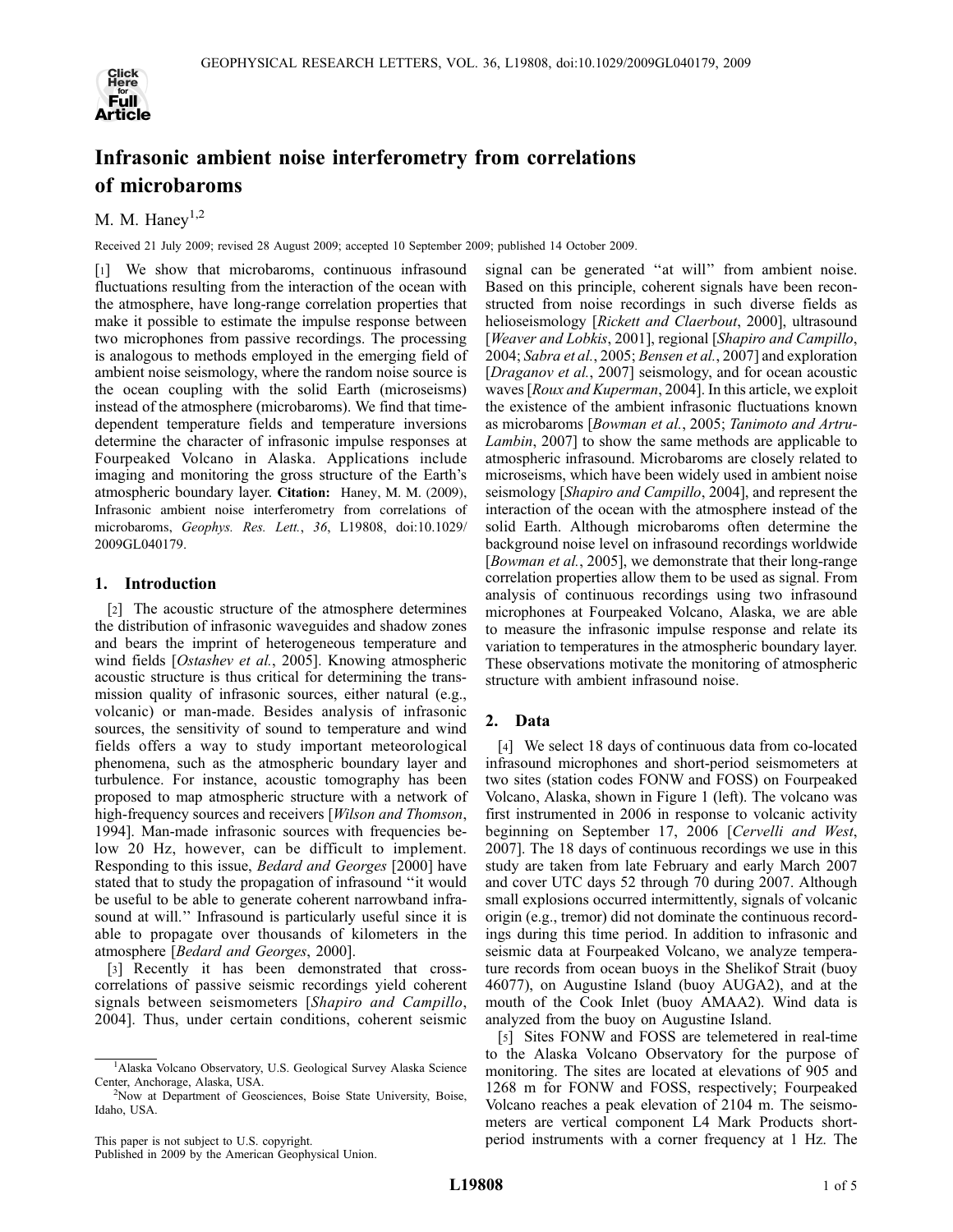# Infrasonic ambient noise interferometry from correlations of microbaroms

M. M. Haney[1,2]

Received 21 July 2009; revised 28 August 2009; accepted 10 September 2009; published 14 October 2009.

[1] We show that microbaroms, continuous infrasound fluctuations resulting from the interaction of the ocean with the atmosphere, have long-range correlation properties that make it possible to estimate the impulse response between two microphones from passive recordings. The processing is analogous to methods employed in the emerging field of ambient noise seismology, where the random noise source is the ocean coupling with the solid Earth (microseisms) instead of the atmosphere (microbaroms). We find that time-dependent temperature fields and temperature inversions determine the character of infrasonic impulse responses at Fourpeaked Volcano in Alaska. Applications include imaging and monitoring the gross structure of the Earth's atmospheric boundary layer. **Citation:** Haney, M. M. (2009), Infrasonic ambient noise interferometry from correlations of microbaroms, *Geophys. Res. Lett.*, *36*, L19808, doi:10.1029/2009GL040179.

## 1. Introduction

[2] The acoustic structure of the atmosphere determines the distribution of infrasonic waveguides and shadow zones and bears the imprint of heterogeneous temperature and wind fields [*Ostashev et al.*, 2005]. Knowing atmospheric acoustic structure is thus critical for determining the transmission quality of infrasonic sources, either natural (e.g., volcanic) or man-made. Besides analysis of infrasonic sources, the sensitivity of sound to temperature and wind fields offers a way to study important meteorological phenomena, such as the atmospheric boundary layer and turbulence. For instance, acoustic tomography has been proposed to map atmospheric structure with a network of high-frequency sources and receivers [*Wilson and Thomson*, 1994]. Man-made infrasonic sources with frequencies below 20 Hz, however, can be difficult to implement. Responding to this issue, *Bedard and Georges* [2000] have stated that to study the propagation of infrasound "it would be useful to be able to generate coherent narrowband infrasound at will." Infrasound is particularly useful since it is able to propagate over thousands of kilometers in the atmosphere [*Bedard and Georges*, 2000].

[3] Recently it has been demonstrated that cross-correlations of passive seismic recordings yield coherent signals between seismometers [*Shapiro and Campillo*, 2004]. Thus, under certain conditions, coherent seismic signal can be generated "at will" from ambient noise. Based on this principle, coherent signals have been reconstructed from noise recordings in such diverse fields as helioseismology [*Rickett and Claerbout*, 2000], ultrasound [*Weaver and Lobkis*, 2001], regional [*Shapiro and Campillo*, 2004; *Sabra et al.*, 2005; *Bensen et al.*, 2007] and exploration [*Draganov et al.*, 2007] seismology, and for ocean acoustic waves [*Roux and Kuperman*, 2004]. In this article, we exploit the existence of the ambient infrasonic fluctuations known as microbaroms [*Bowman et al.*, 2005; *Tanimoto and Artru-Lambin*, 2007] to show the same methods are applicable to atmospheric infrasound. Microbaroms are closely related to microseisms, which have been widely used in ambient noise seismology [*Shapiro and Campillo*, 2004], and represent the interaction of the ocean with the atmosphere instead of the solid Earth. Although microbaroms often determine the background noise level on infrasound recordings worldwide [*Bowman et al.*, 2005], we demonstrate that their long-range correlation properties allow them to be used as signal. From analysis of continuous recordings using two infrasound microphones at Fourpeaked Volcano, Alaska, we are able to measure the infrasonic impulse response and relate its variation to temperatures in the atmospheric boundary layer. These observations motivate the monitoring of atmospheric structure with ambient infrasound noise.

## 2. Data

[4] We select 18 days of continuous data from co-located infrasound microphones and short-period seismometers at two sites (station codes FONW and FOSS) on Fourpeaked Volcano, Alaska, shown in Figure 1 (left). The volcano was first instrumented in 2006 in response to volcanic activity beginning on September 17, 2006 [*Cervelli and West*, 2007]. The 18 days of continuous recordings we use in this study are taken from late February and early March 2007 and cover UTC days 52 through 70 during 2007. Although small explosions occurred intermittently, signals of volcanic origin (e.g., tremor) did not dominate the continuous recordings during this time period. In addition to infrasonic and seismic data at Fourpeaked Volcano, we analyze temperature records from ocean buoys in the Shelikof Strait (buoy 46077), on Augustine Island (buoy AUGA2), and at the mouth of the Cook Inlet (buoy AMAA2). Wind data is analyzed from the buoy on Augustine Island.

[5] Sites FONW and FOSS are telemetered in real-time to the Alaska Volcano Observatory for the purpose of monitoring. The sites are located at elevations of 905 and 1268 m for FONW and FOSS, respectively; Fourpeaked Volcano reaches a peak elevation of 2104 m. The seismometers are vertical component L4 Mark Products short-period instruments with a corner frequency at 1 Hz. The

---

[1]Alaska Volcano Observatory, U.S. Geological Survey Alaska Science Center, Anchorage, Alaska, USA.

[2]Now at Department of Geosciences, Boise State University, Boise, Idaho, USA.

This paper is not subject to U.S. copyright.
Published in 2009 by the American Geophysical Union.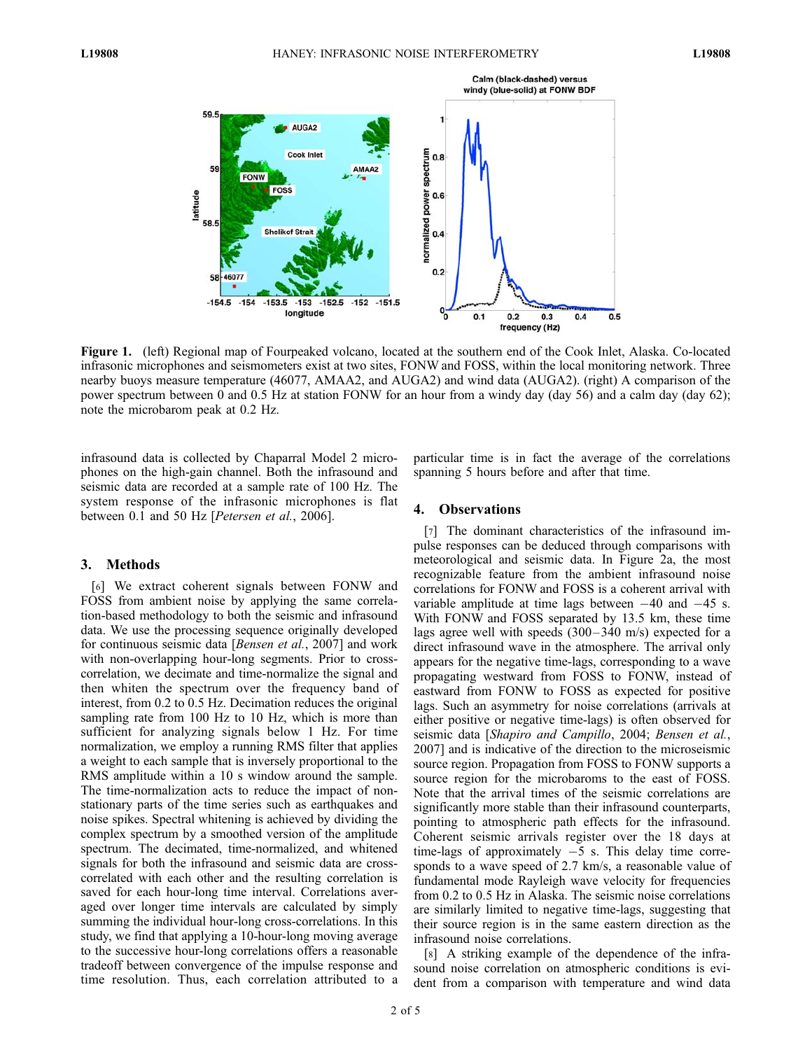**Figure 1.** (left) Regional map of Fourpeaked volcano, located at the southern end of the Cook Inlet, Alaska. Co-located infrasonic microphones and seismometers exist at two sites, FONW and FOSS, within the local monitoring network. Three nearby buoys measure temperature (46077, AMAA2, and AUGA2) and wind data (AUGA2). (right) A comparison of the power spectrum between 0 and 0.5 Hz at station FONW for an hour from a windy day (day 56) and a calm day (day 62); note the microbarom peak at 0.2 Hz.

infrasound data is collected by Chaparral Model 2 microphones on the high-gain channel. Both the infrasound and seismic data are recorded at a sample rate of 100 Hz. The system response of the infrasonic microphones is flat between 0.1 and 50 Hz [*Petersen et al.*, 2006].

## 3. Methods

[6] We extract coherent signals between FONW and FOSS from ambient noise by applying the same correlation-based methodology to both the seismic and infrasound data. We use the processing sequence originally developed for continuous seismic data [*Bensen et al.*, 2007] and work with non-overlapping hour-long segments. Prior to cross-correlation, we decimate and time-normalize the signal and then whiten the spectrum over the frequency band of interest, from 0.2 to 0.5 Hz. Decimation reduces the original sampling rate from 100 Hz to 10 Hz, which is more than sufficient for analyzing signals below 1 Hz. For time normalization, we employ a running RMS filter that applies a weight to each sample that is inversely proportional to the RMS amplitude within a 10 s window around the sample. The time-normalization acts to reduce the impact of non-stationary parts of the time series such as earthquakes and noise spikes. Spectral whitening is achieved by dividing the complex spectrum by a smoothed version of the amplitude spectrum. The decimated, time-normalized, and whitened signals for both the infrasound and seismic data are cross-correlated with each other and the resulting correlation is saved for each hour-long time interval. Correlations averaged over longer time intervals are calculated by simply summing the individual hour-long cross-correlations. In this study, we find that applying a 10-hour-long moving average to the successive hour-long correlations offers a reasonable tradeoff between convergence of the impulse response and time resolution. Thus, each correlation attributed to a particular time is in fact the average of the correlations spanning 5 hours before and after that time.

## 4. Observations

[7] The dominant characteristics of the infrasound impulse responses can be deduced through comparisons with meteorological and seismic data. In Figure 2a, the most recognizable feature from the ambient infrasound noise correlations for FONW and FOSS is a coherent arrival with variable amplitude at time lags between −40 and −45 s. With FONW and FOSS separated by 13.5 km, these time lags agree well with speeds (300–340 m/s) expected for a direct infrasound wave in the atmosphere. The arrival only appears for the negative time-lags, corresponding to a wave propagating westward from FOSS to FONW, instead of eastward from FONW to FOSS as expected for positive lags. Such an asymmetry for noise correlations (arrivals at either positive or negative time-lags) is often observed for seismic data [*Shapiro and Campillo*, 2004; *Bensen et al.*, 2007] and is indicative of the direction to the microseismic source region. Propagation from FOSS to FONW supports a source region for the microbaroms to the east of FOSS. Note that the arrival times of the seismic correlations are significantly more stable than their infrasound counterparts, pointing to atmospheric path effects for the infrasound. Coherent seismic arrivals register over the 18 days at time-lags of approximately −5 s. This delay time corresponds to a wave speed of 2.7 km/s, a reasonable value of fundamental mode Rayleigh wave velocity for frequencies from 0.2 to 0.5 Hz in Alaska. The seismic noise correlations are similarly limited to negative time-lags, suggesting that their source region is in the same eastern direction as the infrasound noise correlations.

[8] A striking example of the dependence of the infrasound noise correlation on atmospheric conditions is evident from a comparison with temperature and wind data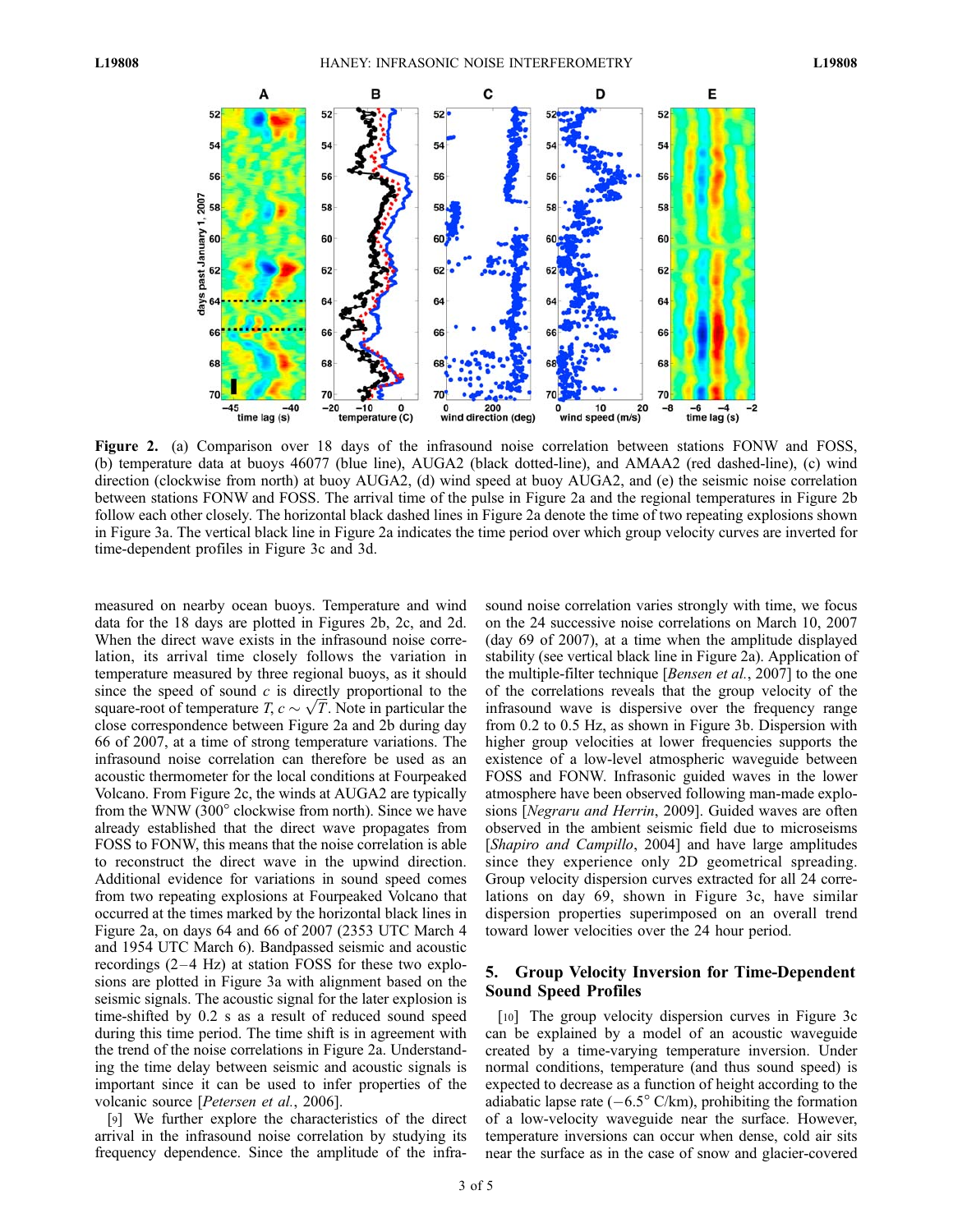**Figure 2.** (a) Comparison over 18 days of the infrasound noise correlation between stations FONW and FOSS, (b) temperature data at buoys 46077 (blue line), AUGA2 (black dotted-line), and AMAA2 (red dashed-line), (c) wind direction (clockwise from north) at buoy AUGA2, (d) wind speed at buoy AUGA2, and (e) the seismic noise correlation between stations FONW and FOSS. The arrival time of the pulse in Figure 2a and the regional temperatures in Figure 2b follow each other closely. The horizontal black dashed lines in Figure 2a denote the time of two repeating explosions shown in Figure 3a. The vertical black line in Figure 2a indicates the time period over which group velocity curves are inverted for time-dependent profiles in Figure 3c and 3d.

measured on nearby ocean buoys. Temperature and wind data for the 18 days are plotted in Figures 2b, 2c, and 2d. When the direct wave exists in the infrasound noise correlation, its arrival time closely follows the variation in temperature measured by three regional buoys, as it should since the speed of sound $c$ is directly proportional to the square-root of temperature $T$, $c \sim \sqrt{T}$. Note in particular the close correspondence between Figure 2a and 2b during day 66 of 2007, at a time of strong temperature variations. The infrasound noise correlation can therefore be used as an acoustic thermometer for the local conditions at Fourpeaked Volcano. From Figure 2c, the winds at AUGA2 are typically from the WNW (300° clockwise from north). Since we have already established that the direct wave propagates from FOSS to FONW, this means that the noise correlation is able to reconstruct the direct wave in the upwind direction. Additional evidence for variations in sound speed comes from two repeating explosions at Fourpeaked Volcano that occurred at the times marked by the horizontal black lines in Figure 2a, on days 64 and 66 of 2007 (2353 UTC March 4 and 1954 UTC March 6). Bandpassed seismic and acoustic recordings (2–4 Hz) at station FOSS for these two explosions are plotted in Figure 3a with alignment based on the seismic signals. The acoustic signal for the later explosion is time-shifted by 0.2 s as a result of reduced sound speed during this time period. The time shift is in agreement with the trend of the noise correlations in Figure 2a. Understanding the time delay between seismic and acoustic signals is important since it can be used to infer properties of the volcanic source [*Petersen et al.*, 2006].

[9] We further explore the characteristics of the direct arrival in the infrasound noise correlation by studying its frequency dependence. Since the amplitude of the infrasound noise correlation varies strongly with time, we focus on the 24 successive noise correlations on March 10, 2007 (day 69 of 2007), at a time when the amplitude displayed stability (see vertical black line in Figure 2a). Application of the multiple-filter technique [*Bensen et al.*, 2007] to the one of the correlations reveals that the group velocity of the infrasound wave is dispersive over the frequency range from 0.2 to 0.5 Hz, as shown in Figure 3b. Dispersion with higher group velocities at lower frequencies supports the existence of a low-level atmospheric waveguide between FOSS and FONW. Infrasonic guided waves in the lower atmosphere have been observed following man-made explosions [*Negraru and Herrin*, 2009]. Guided waves are often observed in the ambient seismic field due to microseisms [*Shapiro and Campillo*, 2004] and have large amplitudes since they experience only 2D geometrical spreading. Group velocity dispersion curves extracted for all 24 correlations on day 69, shown in Figure 3c, have similar dispersion properties superimposed on an overall trend toward lower velocities over the 24 hour period.

## 5. Group Velocity Inversion for Time-Dependent Sound Speed Profiles

[10] The group velocity dispersion curves in Figure 3c can be explained by a model of an acoustic waveguide created by a time-varying temperature inversion. Under normal conditions, temperature (and thus sound speed) is expected to decrease as a function of height according to the adiabatic lapse rate (−6.5° C/km), prohibiting the formation of a low-velocity waveguide near the surface. However, temperature inversions can occur when dense, cold air sits near the surface as in the case of snow and glacier-covered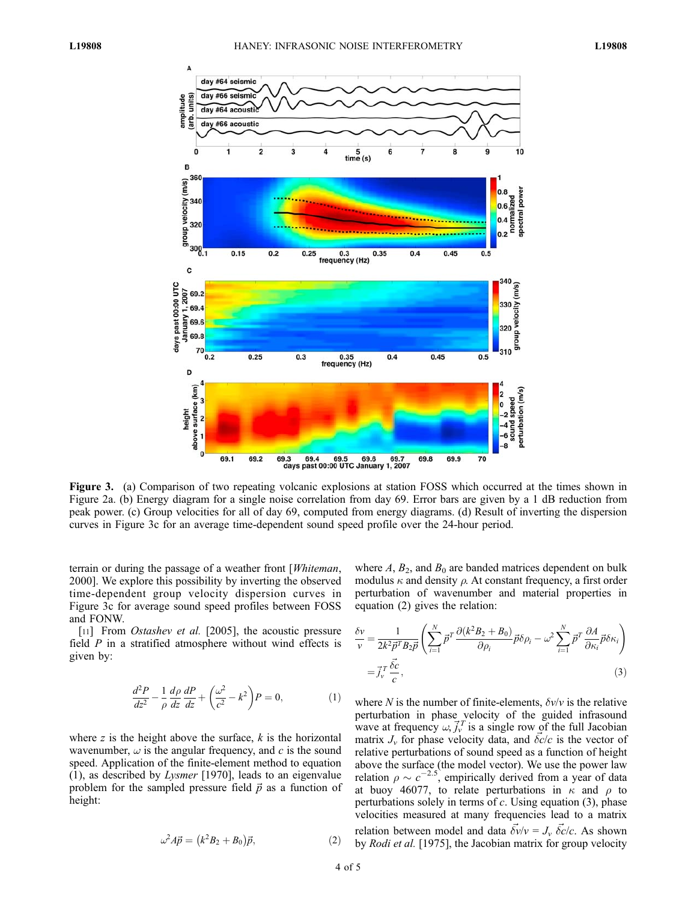**Figure 3.** (a) Comparison of two repeating volcanic explosions at station FOSS which occurred at the times shown in Figure 2a. (b) Energy diagram for a single noise correlation from day 69. Error bars are given by a 1 dB reduction from peak power. (c) Group velocities for all of day 69, computed from energy diagrams. (d) Result of inverting the dispersion curves in Figure 3c for an average time-dependent sound speed profile over the 24-hour period.

terrain or during the passage of a weather front [*Whiteman*, 2000]. We explore this possibility by inverting the observed time-dependent group velocity dispersion curves in Figure 3c for average sound speed profiles between FOSS and FONW.

[11] From *Ostashev et al.* [2005], the acoustic pressure field $P$ in a stratified atmosphere without wind effects is given by:

$$\frac{d^2P}{dz^2} - \frac{1}{\rho}\frac{d\rho}{dz}\frac{dP}{dz} + \left(\frac{\omega^2}{c^2} - k^2\right)P = 0, \tag{1}$$

where $z$ is the height above the surface, $k$ is the horizontal wavenumber, $\omega$ is the angular frequency, and $c$ is the sound speed. Application of the finite-element method to equation (1), as described by *Lysmer* [1970], leads to an eigenvalue problem for the sampled pressure field $\vec{p}$ as a function of height:

$$\omega^2 A\vec{p} = \left(k^2 B_2 + B_0\right)\vec{p}, \tag{2}$$

where $A$, $B_2$, and $B_0$ are banded matrices dependent on bulk modulus $\kappa$ and density $\rho$. At constant frequency, a first order perturbation of wavenumber and material properties in equation (2) gives the relation:

$$\frac{\delta v}{v} = \frac{1}{2k^2\vec{p}^T B_2\vec{p}}\left(\sum_{i=1}^{N}\vec{p}^T\frac{\partial(k^2B_2+B_0)}{\partial\rho_i}\vec{p}\delta\rho_i - \omega^2\sum_{i=1}^{N}\vec{p}^T\frac{\partial A}{\partial\kappa_i}\vec{p}\delta\kappa_i\right) = \vec{j}_v^T\frac{\vec{\delta c}}{c}, \tag{3}$$

where $N$ is the number of finite-elements, $\delta v/v$ is the relative perturbation in phase velocity of the guided infrasound wave at frequency $\omega$, $\vec{j}_v^T$ is a single row of the full Jacobian matrix $J_v$ for phase velocity data, and $\vec{\delta c}/c$ is the vector of relative perturbations of sound speed as a function of height above the surface (the model vector). We use the power law relation $\rho \sim c^{-2.5}$, empirically derived from a year of data at buoy 46077, to relate perturbations in $\kappa$ and $\rho$ to perturbations solely in terms of $c$. Using equation (3), phase velocities measured at many frequencies lead to a matrix relation between model and data $\vec{\delta v}/v = J_v\,\vec{\delta c}/c$. As shown by *Rodi et al.* [1975], the Jacobian matrix for group velocity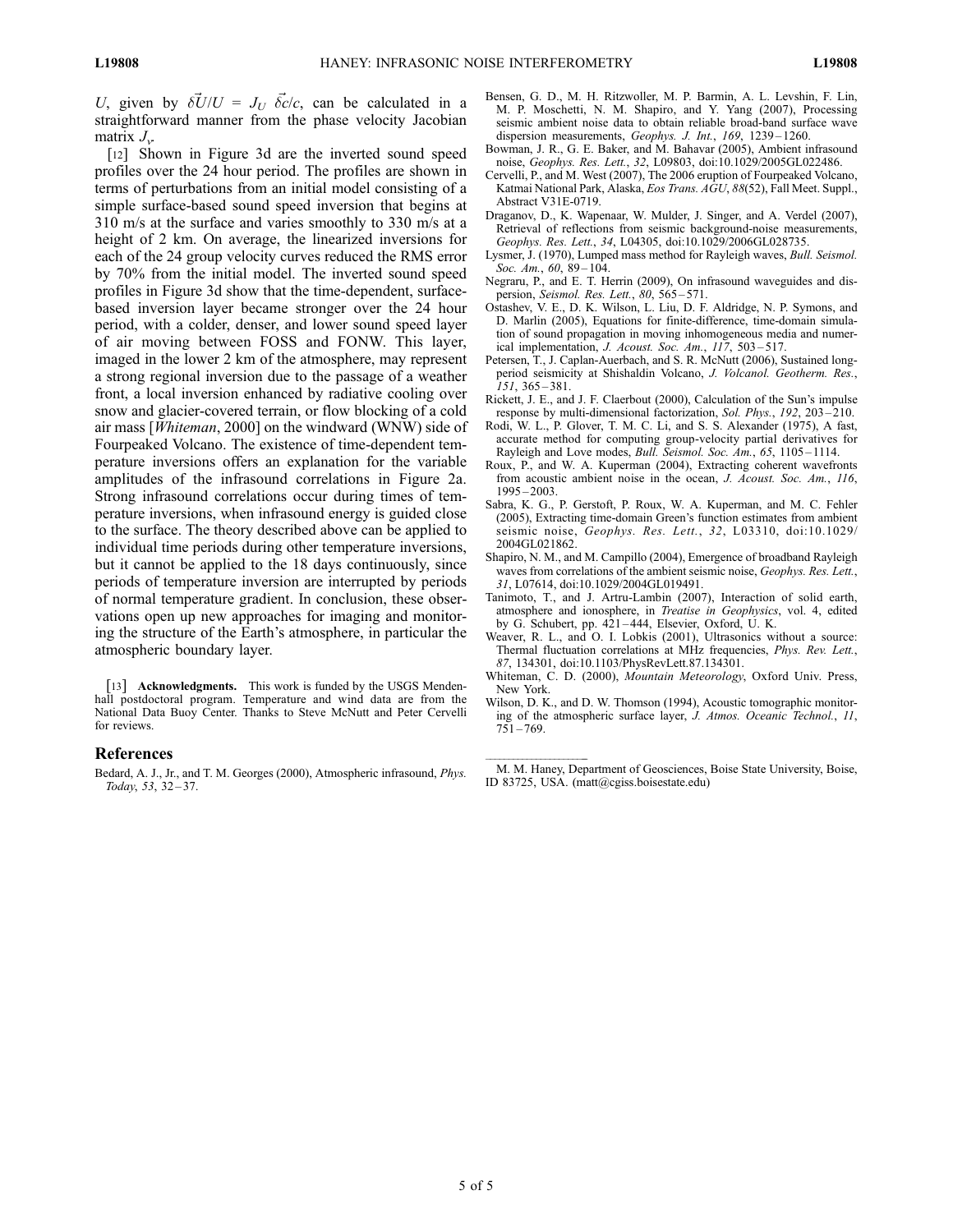$U$, given by $\delta\vec{U}/U = J_U\ \vec{\delta c}/c$, can be calculated in a straightforward manner from the phase velocity Jacobian matrix $J_v$.

[12] Shown in Figure 3d are the inverted sound speed profiles over the 24 hour period. The profiles are shown in terms of perturbations from an initial model consisting of a simple surface-based sound speed inversion that begins at 310 m/s at the surface and varies smoothly to 330 m/s at a height of 2 km. On average, the linearized inversions for each of the 24 group velocity curves reduced the RMS error by 70% from the initial model. The inverted sound speed profiles in Figure 3d show that the time-dependent, surface-based inversion layer became stronger over the 24 hour period, with a colder, denser, and lower sound speed layer of air moving between FOSS and FONW. This layer, imaged in the lower 2 km of the atmosphere, may represent a strong regional inversion due to the passage of a weather front, a local inversion enhanced by radiative cooling over snow and glacier-covered terrain, or flow blocking of a cold air mass [*Whiteman*, 2000] on the windward (WNW) side of Fourpeaked Volcano. The existence of time-dependent temperature inversions offers an explanation for the variable amplitudes of the infrasound correlations in Figure 2a. Strong infrasound correlations occur during times of temperature inversions, when infrasound energy is guided close to the surface. The theory described above can be applied to individual time periods during other temperature inversions, but it cannot be applied to the 18 days continuously, since periods of temperature inversion are interrupted by periods of normal temperature gradient. In conclusion, these observations open up new approaches for imaging and monitoring the structure of the Earth's atmosphere, in particular the atmospheric boundary layer.

[13] **Acknowledgments.** This work is funded by the USGS Mendenhall postdoctoral program. Temperature and wind data are from the National Data Buoy Center. Thanks to Steve McNutt and Peter Cervelli for reviews.

## References

Bedard, A. J., Jr., and T. M. Georges (2000), Atmospheric infrasound, *Phys. Today*, *53*, 32–37.

Bensen, G. D., M. H. Ritzwoller, M. P. Barmin, A. L. Levshin, F. Lin, M. P. Moschetti, N. M. Shapiro, and Y. Yang (2007), Processing seismic ambient noise data to obtain reliable broad-band surface wave dispersion measurements, *Geophys. J. Int.*, *169*, 1239–1260.

Bowman, J. R., G. E. Baker, and M. Bahavar (2005), Ambient infrasound noise, *Geophys. Res. Lett.*, *32*, L09803, doi:10.1029/2005GL022486.

Cervelli, P., and M. West (2007), The 2006 eruption of Fourpeaked Volcano, Katmai National Park, Alaska, *Eos Trans. AGU*, *88*(52), Fall Meet. Suppl., Abstract V31E-0719.

Draganov, D., K. Wapenaar, W. Mulder, J. Singer, and A. Verdel (2007), Retrieval of reflections from seismic background-noise measurements, *Geophys. Res. Lett.*, *34*, L04305, doi:10.1029/2006GL028735.

Lysmer, J. (1970), Lumped mass method for Rayleigh waves, *Bull. Seismol. Soc. Am.*, *60*, 89–104.

Negraru, P., and E. T. Herrin (2009), On infrasound waveguides and dispersion, *Seismol. Res. Lett.*, *80*, 565–571.

Ostashev, V. E., D. K. Wilson, L. Liu, D. F. Aldridge, N. P. Symons, and D. Marlin (2005), Equations for finite-difference, time-domain simulation of sound propagation in moving inhomogeneous media and numerical implementation, *J. Acoust. Soc. Am.*, *117*, 503–517.

Petersen, T., J. Caplan-Auerbach, and S. R. McNutt (2006), Sustained long-period seismicity at Shishaldin Volcano, *J. Volcanol. Geotherm. Res.*, *151*, 365–381.

Rickett, J. E., and J. F. Claerbout (2000), Calculation of the Sun's impulse response by multi-dimensional factorization, *Sol. Phys.*, *192*, 203–210.

Rodi, W. L., P. Glover, T. M. C. Li, and S. S. Alexander (1975), A fast, accurate method for computing group-velocity partial derivatives for Rayleigh and Love modes, *Bull. Seismol. Soc. Am.*, *65*, 1105–1114.

Roux, P., and W. A. Kuperman (2004), Extracting coherent wavefronts from acoustic ambient noise in the ocean, *J. Acoust. Soc. Am.*, *116*, 1995–2003.

Sabra, K. G., P. Gerstoft, P. Roux, W. A. Kuperman, and M. C. Fehler (2005), Extracting time-domain Green's function estimates from ambient seismic noise, *Geophys. Res. Lett.*, *32*, L03310, doi:10.1029/2004GL021862.

Shapiro, N. M., and M. Campillo (2004), Emergence of broadband Rayleigh waves from correlations of the ambient seismic noise, *Geophys. Res. Lett.*, *31*, L07614, doi:10.1029/2004GL019491.

Tanimoto, T., and J. Artru-Lambin (2007), Interaction of solid earth, atmosphere and ionosphere, in *Treatise in Geophysics*, vol. 4, edited by G. Schubert, pp. 421–444, Elsevier, Oxford, U. K.

Weaver, R. L., and O. I. Lobkis (2001), Ultrasonics without a source: Thermal fluctuation correlations at MHz frequencies, *Phys. Rev. Lett.*, *87*, 134301, doi:10.1103/PhysRevLett.87.134301.

Whiteman, C. D. (2000), *Mountain Meteorology*, Oxford Univ. Press, New York.

Wilson, D. K., and D. W. Thomson (1994), Acoustic tomographic monitoring of the atmospheric surface layer, *J. Atmos. Oceanic Technol.*, *11*, 751–769.

---

M. M. Haney, Department of Geosciences, Boise State University, Boise, ID 83725, USA. (matt@cgiss.boisestate.edu)